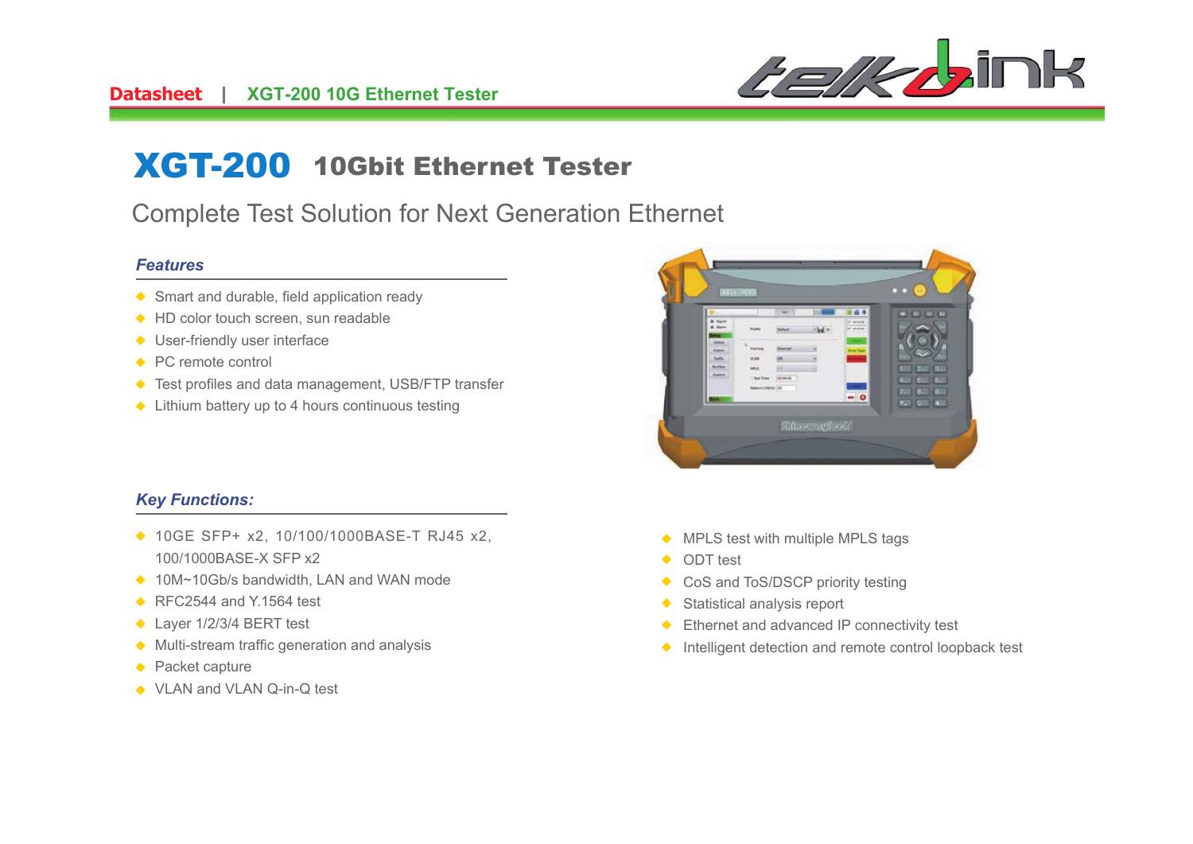# XGT-200 10Gbit Ethernet Tester

Complete Test Solution for Next Generation Ethernet

### *Features*

- Smart and durable, field application ready
- HD color touch screen, sun readable
- User-friendly user interface
- PC remote control
- Test profiles and data management, USB/FTP transfer
- Lithium battery up to 4 hours continuous testing

### *Key Functions:*

- 10GE SFP+ x2, 10/100/1000BASE-T RJ45 x2, 100/1000BASE-X SFP x2
- 10M~10Gb/s bandwidth, LAN and WAN mode
- RFC2544 and Y.1564 test
- Layer 1/2/3/4 BERT test
- Multi-stream traffic generation and analysis
- Packet capture
- VLAN and VLAN Q-in-Q test
- MPLS test with multiple MPLS tags
- ODT test
- CoS and ToS/DSCP priority testing
- Statistical analysis report
- Ethernet and advanced IP connectivity test
- Intelligent detection and remote control loopback test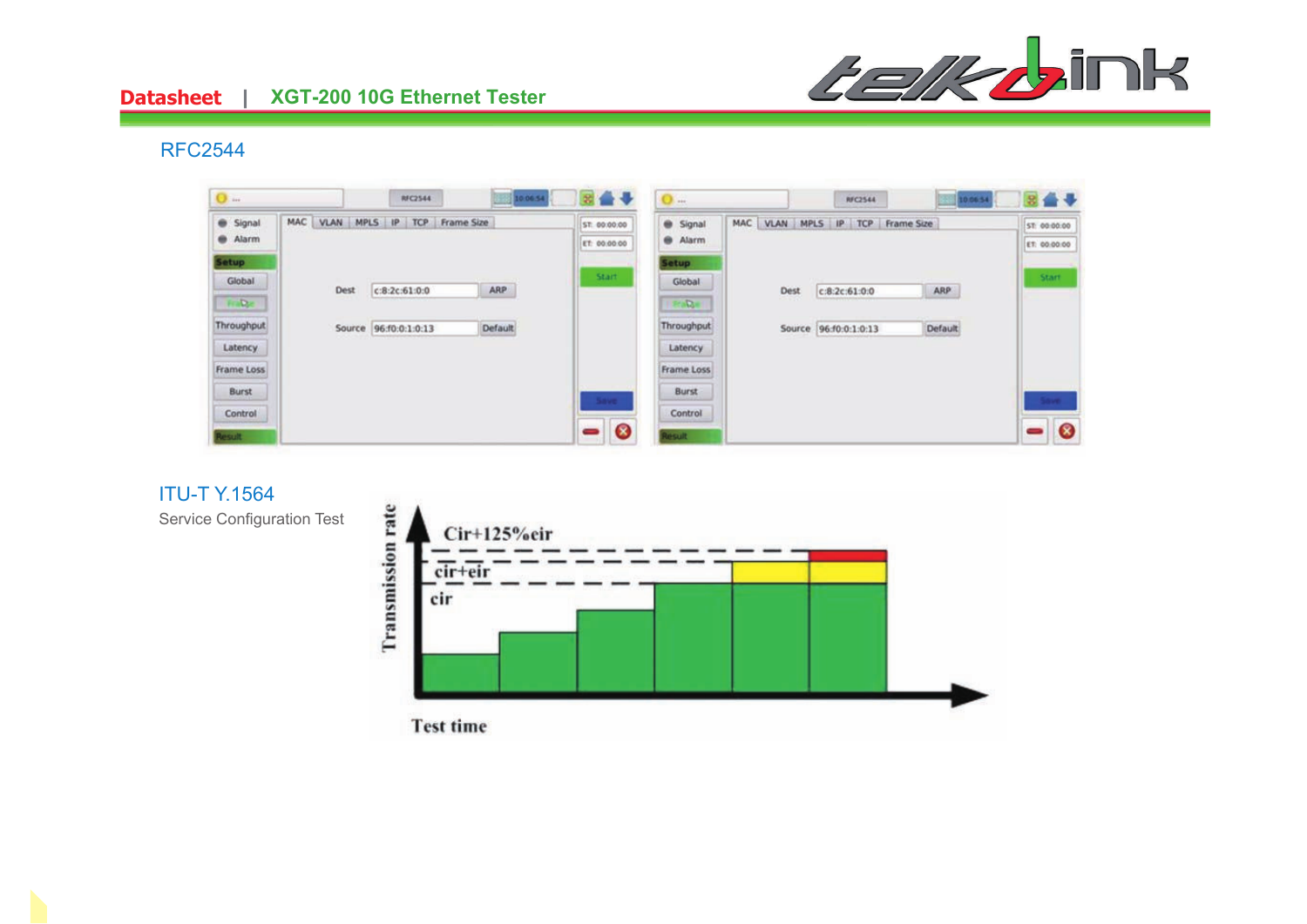## RFC2544

## ITU-T Y.1564

Service Configuration Test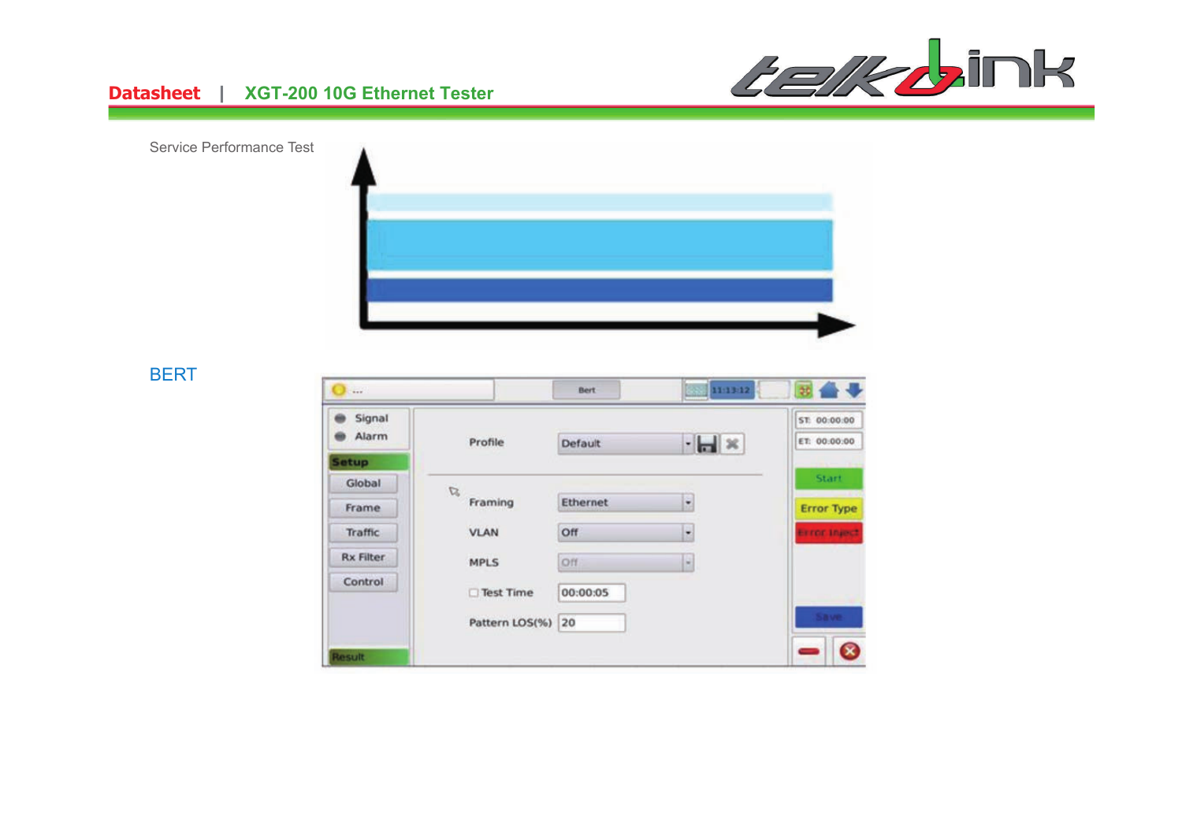Service Performance Test

BERT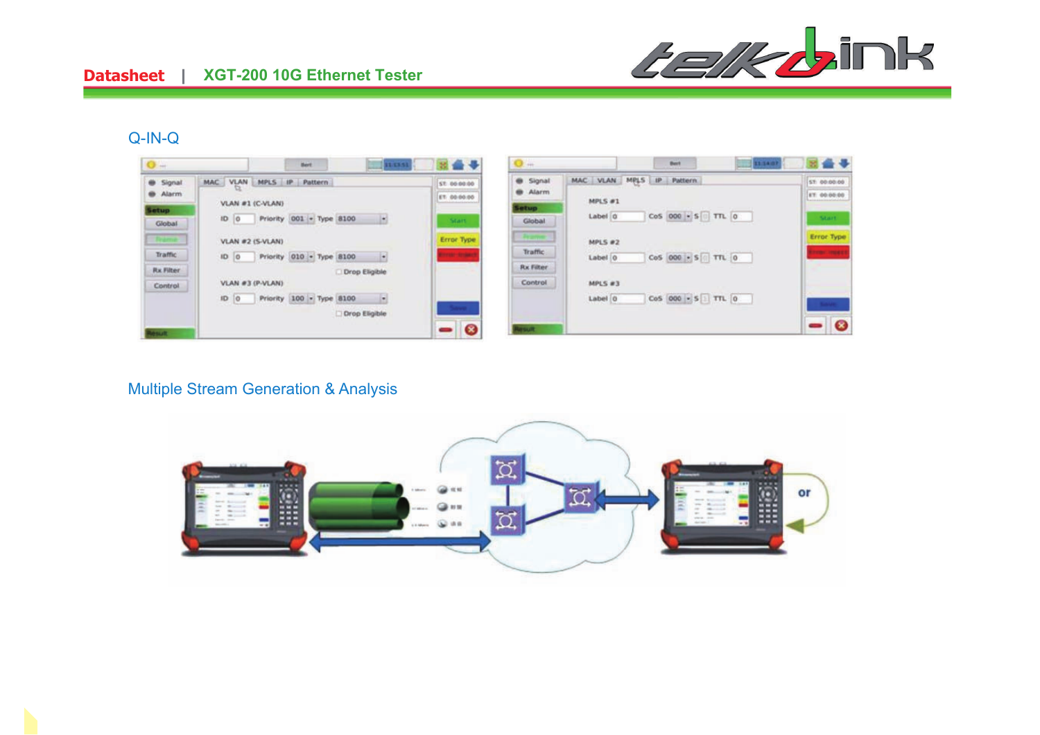## Q-IN-Q

## Multiple Stream Generation & Analysis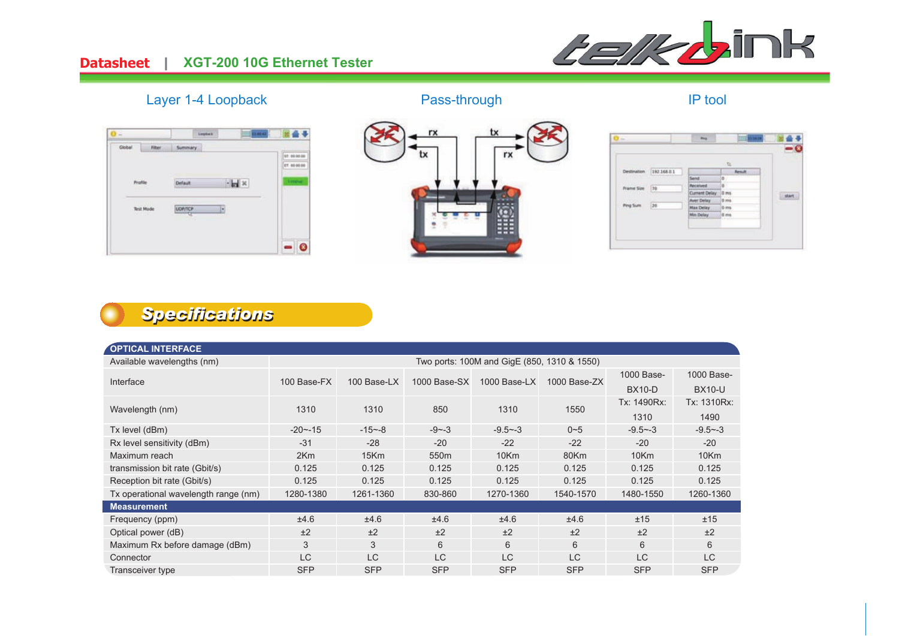Layer 1-4 Loopback

Pass-through

IP tool

## Specifications

| OPTICAL INTERFACE | | | | | | | |
|---|---|---|---|---|---|---|---|
| Available wavelengths (nm) | Two ports: 100M and GigE (850, 1310 & 1550) | | | | | | |
| Interface | 100 Base-FX | 100 Base-LX | 1000 Base-SX | 1000 Base-LX | 1000 Base-ZX | 1000 Base-BX10-D | 1000 Base-BX10-U |
| Wavelength (nm) | 1310 | 1310 | 850 | 1310 | 1550 | Tx: 1490Rx: 1310 | Tx: 1310Rx: 1490 |
| Tx level (dBm) | -20~-15 | -15~-8 | -9~-3 | -9.5~-3 | 0~5 | -9.5~-3 | -9.5~-3 |
| Rx level sensitivity (dBm) | -31 | -28 | -20 | -22 | -22 | -20 | -20 |
| Maximum reach | 2Km | 15Km | 550m | 10Km | 80Km | 10Km | 10Km |
| transmission bit rate (Gbit/s) | 0.125 | 0.125 | 0.125 | 0.125 | 0.125 | 0.125 | 0.125 |
| Reception bit rate (Gbit/s) | 0.125 | 0.125 | 0.125 | 0.125 | 0.125 | 0.125 | 0.125 |
| Tx operational wavelength range (nm) | 1280-1380 | 1261-1360 | 830-860 | 1270-1360 | 1540-1570 | 1480-1550 | 1260-1360 |
| **Measurement** | | | | | | | |
| Frequency (ppm) | ±4.6 | ±4.6 | ±4.6 | ±4.6 | ±4.6 | ±15 | ±15 |
| Optical power (dB) | ±2 | ±2 | ±2 | ±2 | ±2 | ±2 | ±2 |
| Maximum Rx before damage (dBm) | 3 | 3 | 6 | 6 | 6 | 6 | 6 |
| Connector | LC | LC | LC | LC | LC | LC | LC |
| Transceiver type | SFP | SFP | SFP | SFP | SFP | SFP | SFP |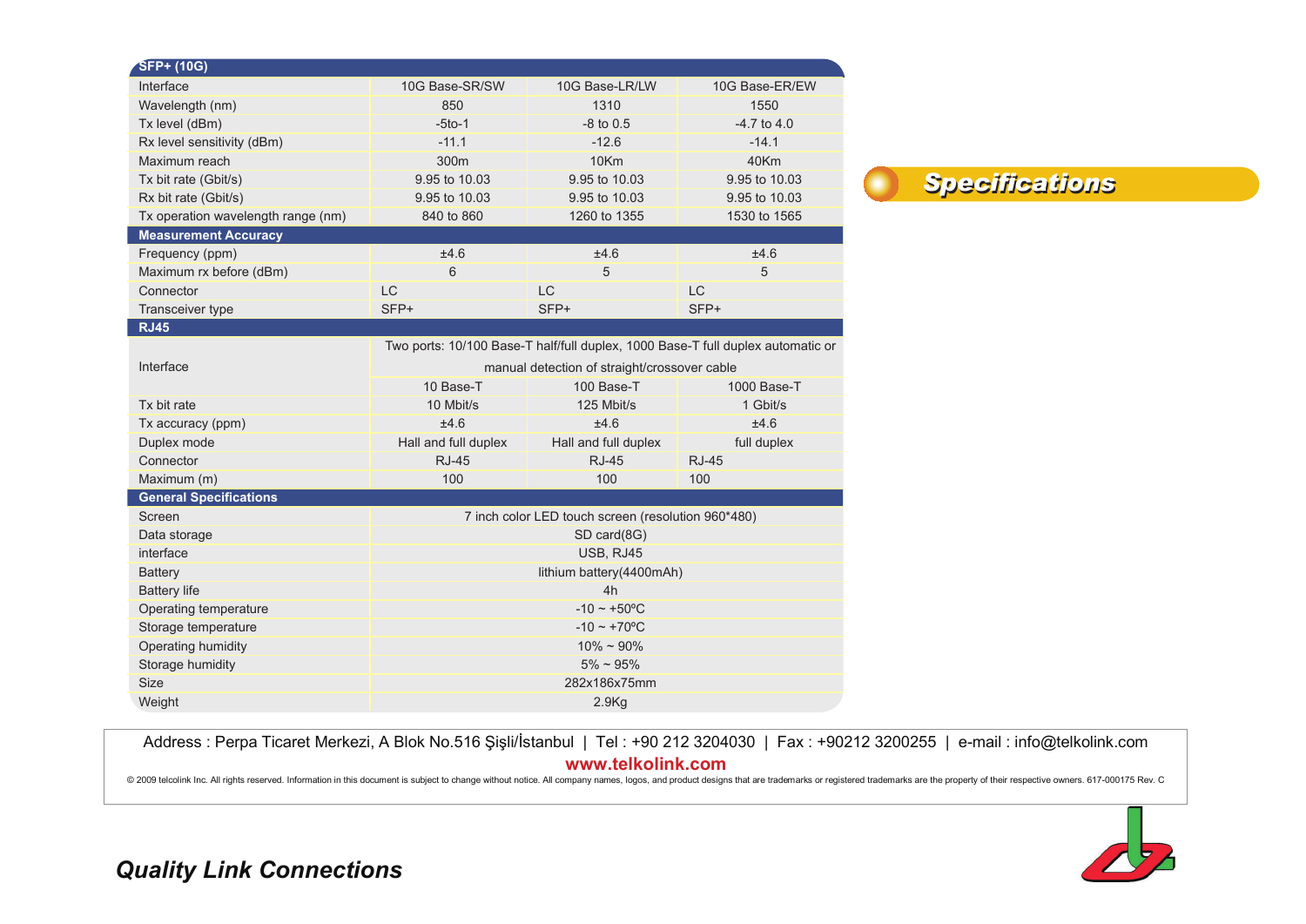## Specifications

| SFP+ (10G) | | | |
|---|---|---|---|
| Interface | 10G Base-SR/SW | 10G Base-LR/LW | 10G Base-ER/EW |
| Wavelength (nm) | 850 | 1310 | 1550 |
| Tx level (dBm) | -5to-1 | -8 to 0.5 | -4.7 to 4.0 |
| Rx level sensitivity (dBm) | -11.1 | -12.6 | -14.1 |
| Maximum reach | 300m | 10Km | 40Km |
| Tx bit rate (Gbit/s) | 9.95 to 10.03 | 9.95 to 10.03 | 9.95 to 10.03 |
| Rx bit rate (Gbit/s) | 9.95 to 10.03 | 9.95 to 10.03 | 9.95 to 10.03 |
| Tx operation wavelength range (nm) | 840 to 860 | 1260 to 1355 | 1530 to 1565 |
| **Measurement Accuracy** | | | |
| Frequency (ppm) | ±4.6 | ±4.6 | ±4.6 |
| Maximum rx before (dBm) | 6 | 5 | 5 |
| Connector | LC | LC | LC |
| Transceiver type | SFP+ | SFP+ | SFP+ |
| **RJ45** | | | |
| Interface | Two ports: 10/100 Base-T half/full duplex, 1000 Base-T full duplex automatic or manual detection of straight/crossover cable | | |
| | 10 Base-T | 100 Base-T | 1000 Base-T |
| Tx bit rate | 10 Mbit/s | 125 Mbit/s | 1 Gbit/s |
| Tx accuracy (ppm) | ±4.6 | ±4.6 | ±4.6 |
| Duplex mode | Hall and full duplex | Hall and full duplex | full duplex |
| Connector | RJ-45 | RJ-45 | RJ-45 |
| Maximum (m) | 100 | 100 | 100 |
| **General Specifications** | | | |
| Screen | 7 inch color LED touch screen (resolution 960*480) | | |
| Data storage | SD card(8G) | | |
| interface | USB, RJ45 | | |
| Battery | lithium battery(4400mAh) | | |
| Battery life | 4h | | |
| Operating temperature | -10 ~ +50ºC | | |
| Storage temperature | -10 ~ +70ºC | | |
| Operating humidity | 10% ~ 90% | | |
| Storage humidity | 5% ~ 95% | | |
| Size | 282x186x75mm | | |
| Weight | 2.9Kg | | |

Address : Perpa Ticaret Merkezi, A Blok No.516 Şişli/İstanbul | Tel : +90 212 3204030 | Fax : +90212 3200255 | e-mail : info@telkolink.com

**www.telkolink.com**

© 2009 telcolink Inc. All rights reserved. Information in this document is subject to change without notice. All company names, logos, and product designs that are trademarks or registered trademarks are the property of their respective owners. 617-000175 Rev. C

***Quality Link Connections***